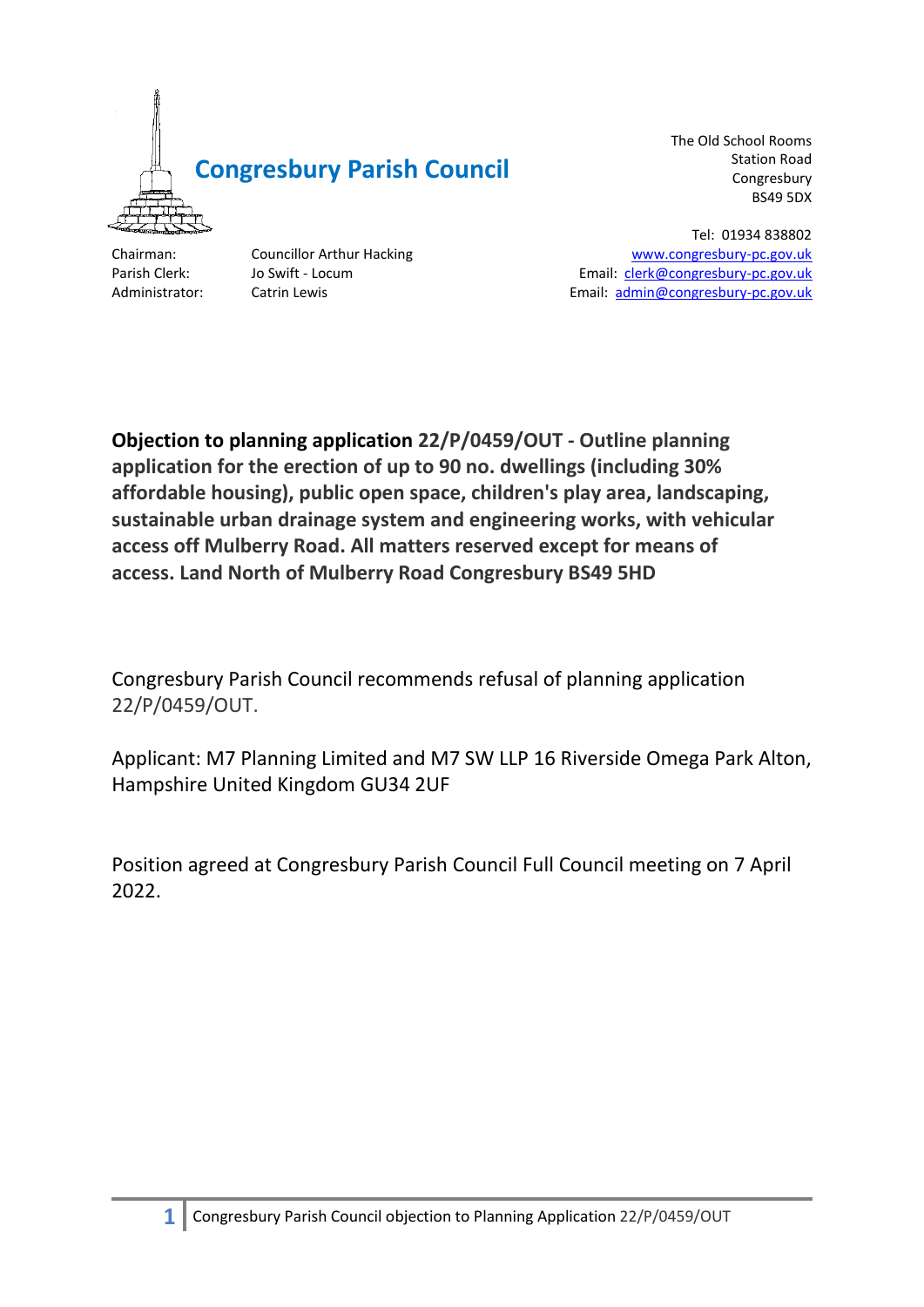# Congresbury Parish Council

The Old School Rooms
Station Road
Congresbury
BS49 5DX

Tel: 01934 838802
www.congresbury-pc.gov.uk
Email: clerk@congresbury-pc.gov.uk
Email: admin@congresbury-pc.gov.uk

Chairman: Councillor Arthur Hacking
Parish Clerk: Jo Swift - Locum
Administrator: Catrin Lewis

**Objection to planning application 22/P/0459/OUT - Outline planning application for the erection of up to 90 no. dwellings (including 30% affordable housing), public open space, children's play area, landscaping, sustainable urban drainage system and engineering works, with vehicular access off Mulberry Road. All matters reserved except for means of access. Land North of Mulberry Road Congresbury BS49 5HD**

Congresbury Parish Council recommends refusal of planning application 22/P/0459/OUT.

Applicant: M7 Planning Limited and M7 SW LLP 16 Riverside Omega Park Alton, Hampshire United Kingdom GU34 2UF

Position agreed at Congresbury Parish Council Full Council meeting on 7 April 2022.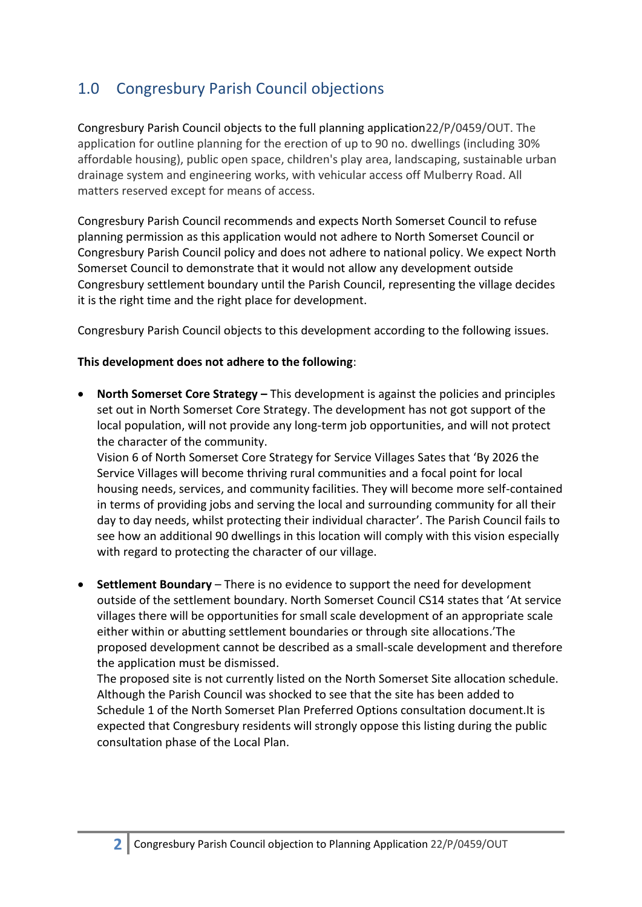## 1.0 Congresbury Parish Council objections

Congresbury Parish Council objects to the full planning application22/P/0459/OUT. The application for outline planning for the erection of up to 90 no. dwellings (including 30% affordable housing), public open space, children's play area, landscaping, sustainable urban drainage system and engineering works, with vehicular access off Mulberry Road. All matters reserved except for means of access.

Congresbury Parish Council recommends and expects North Somerset Council to refuse planning permission as this application would not adhere to North Somerset Council or Congresbury Parish Council policy and does not adhere to national policy. We expect North Somerset Council to demonstrate that it would not allow any development outside Congresbury settlement boundary until the Parish Council, representing the village decides it is the right time and the right place for development.

Congresbury Parish Council objects to this development according to the following issues.

**This development does not adhere to the following**:

- **North Somerset Core Strategy –** This development is against the policies and principles set out in North Somerset Core Strategy. The development has not got support of the local population, will not provide any long-term job opportunities, and will not protect the character of the community.
  Vision 6 of North Somerset Core Strategy for Service Villages Sates that 'By 2026 the Service Villages will become thriving rural communities and a focal point for local housing needs, services, and community facilities. They will become more self-contained in terms of providing jobs and serving the local and surrounding community for all their day to day needs, whilst protecting their individual character'. The Parish Council fails to see how an additional 90 dwellings in this location will comply with this vision especially with regard to protecting the character of our village.

- **Settlement Boundary** – There is no evidence to support the need for development outside of the settlement boundary. North Somerset Council CS14 states that 'At service villages there will be opportunities for small scale development of an appropriate scale either within or abutting settlement boundaries or through site allocations.'The proposed development cannot be described as a small-scale development and therefore the application must be dismissed.
  The proposed site is not currently listed on the North Somerset Site allocation schedule. Although the Parish Council was shocked to see that the site has been added to Schedule 1 of the North Somerset Plan Preferred Options consultation document.It is expected that Congresbury residents will strongly oppose this listing during the public consultation phase of the Local Plan.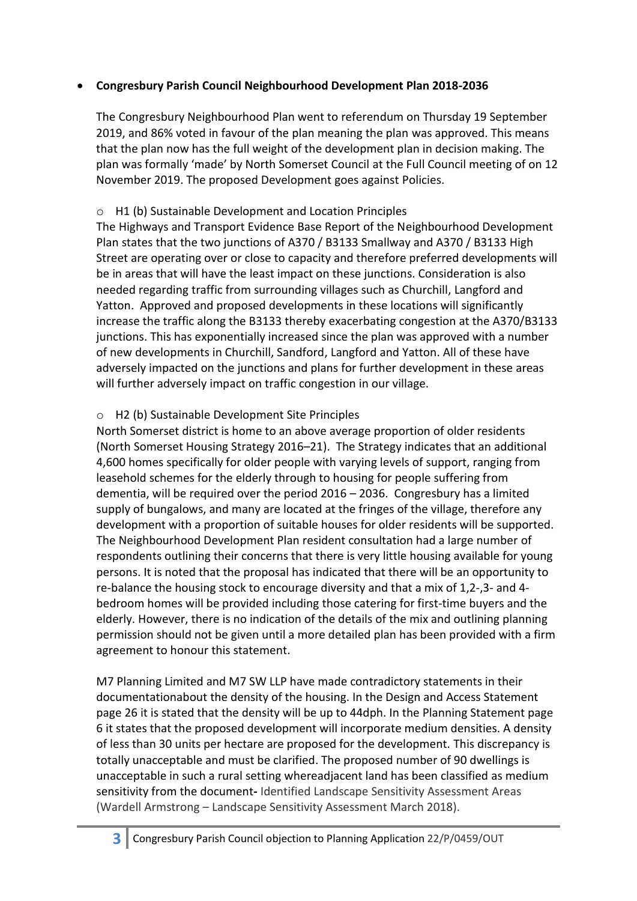- **Congresbury Parish Council Neighbourhood Development Plan 2018-2036**

  The Congresbury Neighbourhood Plan went to referendum on Thursday 19 September 2019, and 86% voted in favour of the plan meaning the plan was approved. This means that the plan now has the full weight of the development plan in decision making. The plan was formally 'made' by North Somerset Council at the Full Council meeting of on 12 November 2019. The proposed Development goes against Policies.

  - H1 (b) Sustainable Development and Location Principles

  The Highways and Transport Evidence Base Report of the Neighbourhood Development Plan states that the two junctions of A370 / B3133 Smallway and A370 / B3133 High Street are operating over or close to capacity and therefore preferred developments will be in areas that will have the least impact on these junctions. Consideration is also needed regarding traffic from surrounding villages such as Churchill, Langford and Yatton. Approved and proposed developments in these locations will significantly increase the traffic along the B3133 thereby exacerbating congestion at the A370/B3133 junctions. This has exponentially increased since the plan was approved with a number of new developments in Churchill, Sandford, Langford and Yatton. All of these have adversely impacted on the junctions and plans for further development in these areas will further adversely impact on traffic congestion in our village.

  - H2 (b) Sustainable Development Site Principles

  North Somerset district is home to an above average proportion of older residents (North Somerset Housing Strategy 2016–21). The Strategy indicates that an additional 4,600 homes specifically for older people with varying levels of support, ranging from leasehold schemes for the elderly through to housing for people suffering from dementia, will be required over the period 2016 – 2036. Congresbury has a limited supply of bungalows, and many are located at the fringes of the village, therefore any development with a proportion of suitable houses for older residents will be supported. The Neighbourhood Development Plan resident consultation had a large number of respondents outlining their concerns that there is very little housing available for young persons. It is noted that the proposal has indicated that there will be an opportunity to re-balance the housing stock to encourage diversity and that a mix of 1,2-,3- and 4-bedroom homes will be provided including those catering for first-time buyers and the elderly. However, there is no indication of the details of the mix and outlining planning permission should not be given until a more detailed plan has been provided with a firm agreement to honour this statement.

  M7 Planning Limited and M7 SW LLP have made contradictory statements in their documentationabout the density of the housing. In the Design and Access Statement page 26 it is stated that the density will be up to 44dph. In the Planning Statement page 6 it states that the proposed development will incorporate medium densities. A density of less than 30 units per hectare are proposed for the development. This discrepancy is totally unacceptable and must be clarified. The proposed number of 90 dwellings is unacceptable in such a rural setting whereadjacent land has been classified as medium sensitivity from the document- Identified Landscape Sensitivity Assessment Areas (Wardell Armstrong – Landscape Sensitivity Assessment March 2018).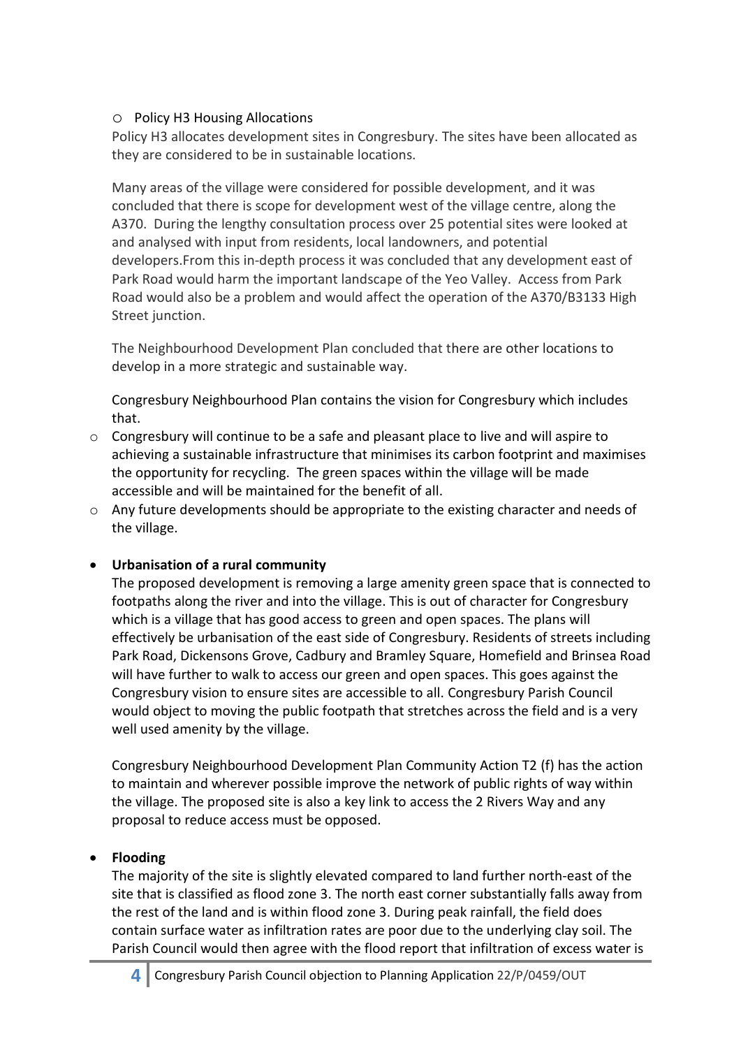- Policy H3 Housing Allocations

  Policy H3 allocates development sites in Congresbury. The sites have been allocated as they are considered to be in sustainable locations.

  Many areas of the village were considered for possible development, and it was concluded that there is scope for development west of the village centre, along the A370. During the lengthy consultation process over 25 potential sites were looked at and analysed with input from residents, local landowners, and potential developers.From this in-depth process it was concluded that any development east of Park Road would harm the important landscape of the Yeo Valley. Access from Park Road would also be a problem and would affect the operation of the A370/B3133 High Street junction.

  The Neighbourhood Development Plan concluded that there are other locations to develop in a more strategic and sustainable way.

  Congresbury Neighbourhood Plan contains the vision for Congresbury which includes that.

- Congresbury will continue to be a safe and pleasant place to live and will aspire to achieving a sustainable infrastructure that minimises its carbon footprint and maximises the opportunity for recycling. The green spaces within the village will be made accessible and will be maintained for the benefit of all.
- Any future developments should be appropriate to the existing character and needs of the village.

- **Urbanisation of a rural community**

  The proposed development is removing a large amenity green space that is connected to footpaths along the river and into the village. This is out of character for Congresbury which is a village that has good access to green and open spaces. The plans will effectively be urbanisation of the east side of Congresbury. Residents of streets including Park Road, Dickensons Grove, Cadbury and Bramley Square, Homefield and Brinsea Road will have further to walk to access our green and open spaces. This goes against the Congresbury vision to ensure sites are accessible to all. Congresbury Parish Council would object to moving the public footpath that stretches across the field and is a very well used amenity by the village.

  Congresbury Neighbourhood Development Plan Community Action T2 (f) has the action to maintain and wherever possible improve the network of public rights of way within the village. The proposed site is also a key link to access the 2 Rivers Way and any proposal to reduce access must be opposed.

- **Flooding**

  The majority of the site is slightly elevated compared to land further north-east of the site that is classified as flood zone 3. The north east corner substantially falls away from the rest of the land and is within flood zone 3. During peak rainfall, the field does contain surface water as infiltration rates are poor due to the underlying clay soil. The Parish Council would then agree with the flood report that infiltration of excess water is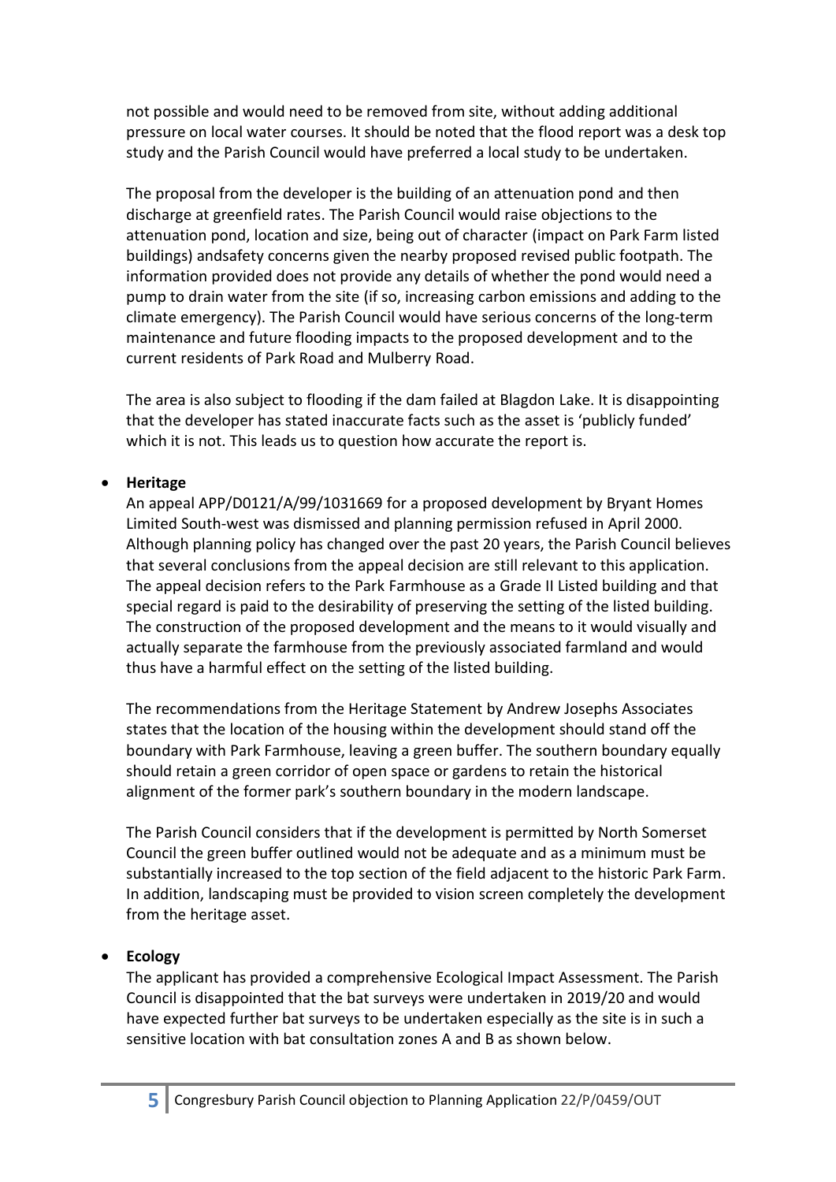not possible and would need to be removed from site, without adding additional pressure on local water courses. It should be noted that the flood report was a desk top study and the Parish Council would have preferred a local study to be undertaken.

The proposal from the developer is the building of an attenuation pond and then discharge at greenfield rates. The Parish Council would raise objections to the attenuation pond, location and size, being out of character (impact on Park Farm listed buildings) andsafety concerns given the nearby proposed revised public footpath. The information provided does not provide any details of whether the pond would need a pump to drain water from the site (if so, increasing carbon emissions and adding to the climate emergency). The Parish Council would have serious concerns of the long-term maintenance and future flooding impacts to the proposed development and to the current residents of Park Road and Mulberry Road.

The area is also subject to flooding if the dam failed at Blagdon Lake. It is disappointing that the developer has stated inaccurate facts such as the asset is 'publicly funded' which it is not. This leads us to question how accurate the report is.

- **Heritage**

  An appeal APP/D0121/A/99/1031669 for a proposed development by Bryant Homes Limited South-west was dismissed and planning permission refused in April 2000. Although planning policy has changed over the past 20 years, the Parish Council believes that several conclusions from the appeal decision are still relevant to this application. The appeal decision refers to the Park Farmhouse as a Grade II Listed building and that special regard is paid to the desirability of preserving the setting of the listed building. The construction of the proposed development and the means to it would visually and actually separate the farmhouse from the previously associated farmland and would thus have a harmful effect on the setting of the listed building.

  The recommendations from the Heritage Statement by Andrew Josephs Associates states that the location of the housing within the development should stand off the boundary with Park Farmhouse, leaving a green buffer. The southern boundary equally should retain a green corridor of open space or gardens to retain the historical alignment of the former park's southern boundary in the modern landscape.

  The Parish Council considers that if the development is permitted by North Somerset Council the green buffer outlined would not be adequate and as a minimum must be substantially increased to the top section of the field adjacent to the historic Park Farm. In addition, landscaping must be provided to vision screen completely the development from the heritage asset.

- **Ecology**

  The applicant has provided a comprehensive Ecological Impact Assessment. The Parish Council is disappointed that the bat surveys were undertaken in 2019/20 and would have expected further bat surveys to be undertaken especially as the site is in such a sensitive location with bat consultation zones A and B as shown below.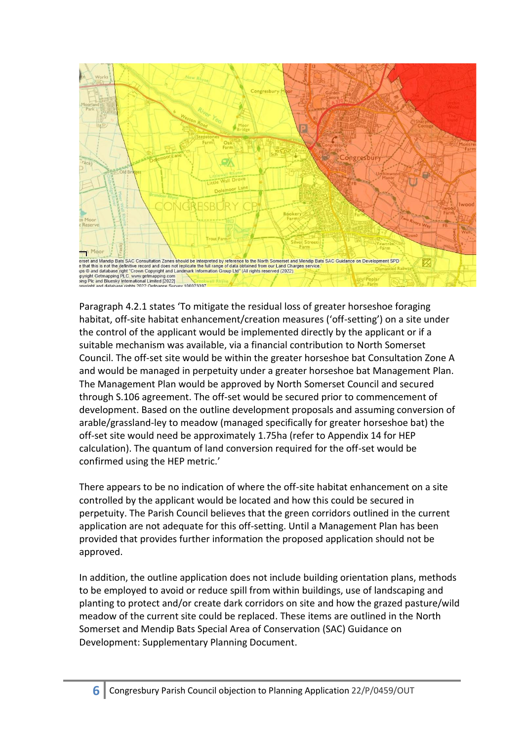Paragraph 4.2.1 states 'To mitigate the residual loss of greater horseshoe foraging habitat, off-site habitat enhancement/creation measures ('off-setting') on a site under the control of the applicant would be implemented directly by the applicant or if a suitable mechanism was available, via a financial contribution to North Somerset Council. The off-set site would be within the greater horseshoe bat Consultation Zone A and would be managed in perpetuity under a greater horseshoe bat Management Plan. The Management Plan would be approved by North Somerset Council and secured through S.106 agreement. The off-set would be secured prior to commencement of development. Based on the outline development proposals and assuming conversion of arable/grassland-ley to meadow (managed specifically for greater horseshoe bat) the off-set site would need be approximately 1.75ha (refer to Appendix 14 for HEP calculation). The quantum of land conversion required for the off-set would be confirmed using the HEP metric.'

There appears to be no indication of where the off-site habitat enhancement on a site controlled by the applicant would be located and how this could be secured in perpetuity. The Parish Council believes that the green corridors outlined in the current application are not adequate for this off-setting. Until a Management Plan has been provided that provides further information the proposed application should not be approved.

In addition, the outline application does not include building orientation plans, methods to be employed to avoid or reduce spill from within buildings, use of landscaping and planting to protect and/or create dark corridors on site and how the grazed pasture/wild meadow of the current site could be replaced. These items are outlined in the North Somerset and Mendip Bats Special Area of Conservation (SAC) Guidance on Development: Supplementary Planning Document.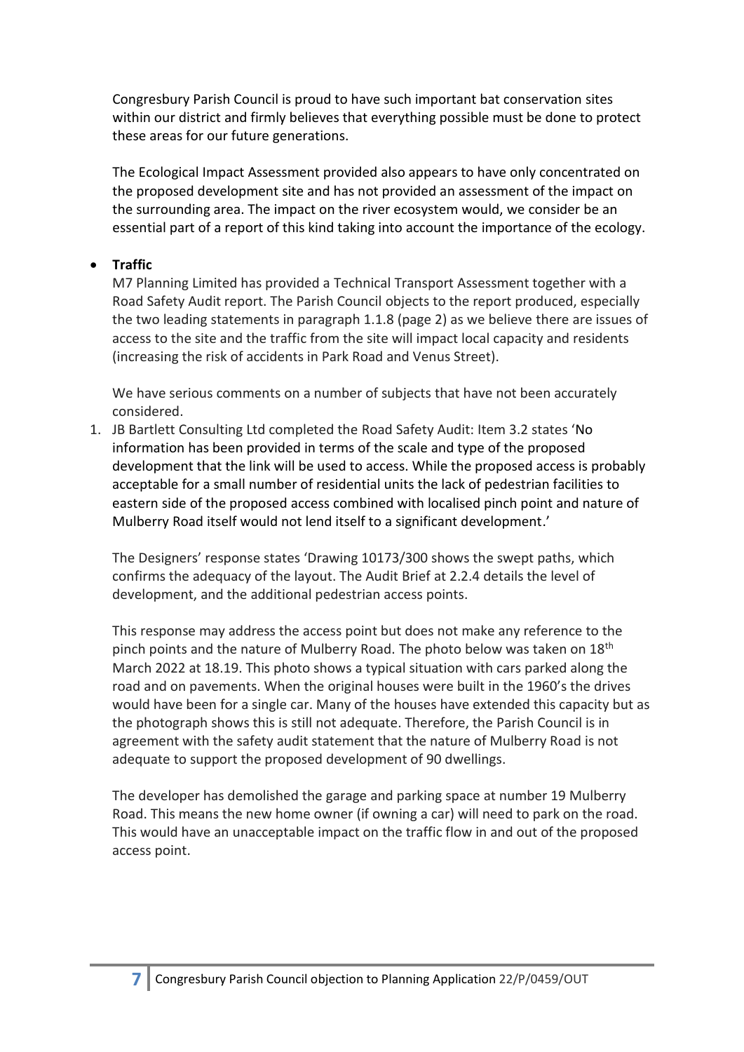Congresbury Parish Council is proud to have such important bat conservation sites within our district and firmly believes that everything possible must be done to protect these areas for our future generations.

The Ecological Impact Assessment provided also appears to have only concentrated on the proposed development site and has not provided an assessment of the impact on the surrounding area. The impact on the river ecosystem would, we consider be an essential part of a report of this kind taking into account the importance of the ecology.

- **Traffic**

  M7 Planning Limited has provided a Technical Transport Assessment together with a Road Safety Audit report. The Parish Council objects to the report produced, especially the two leading statements in paragraph 1.1.8 (page 2) as we believe there are issues of access to the site and the traffic from the site will impact local capacity and residents (increasing the risk of accidents in Park Road and Venus Street).

  We have serious comments on a number of subjects that have not been accurately considered.

1. JB Bartlett Consulting Ltd completed the Road Safety Audit: Item 3.2 states 'No information has been provided in terms of the scale and type of the proposed development that the link will be used to access. While the proposed access is probably acceptable for a small number of residential units the lack of pedestrian facilities to eastern side of the proposed access combined with localised pinch point and nature of Mulberry Road itself would not lend itself to a significant development.'

   The Designers' response states 'Drawing 10173/300 shows the swept paths, which confirms the adequacy of the layout. The Audit Brief at 2.2.4 details the level of development, and the additional pedestrian access points.

   This response may address the access point but does not make any reference to the pinch points and the nature of Mulberry Road. The photo below was taken on 18th March 2022 at 18.19. This photo shows a typical situation with cars parked along the road and on pavements. When the original houses were built in the 1960's the drives would have been for a single car. Many of the houses have extended this capacity but as the photograph shows this is still not adequate. Therefore, the Parish Council is in agreement with the safety audit statement that the nature of Mulberry Road is not adequate to support the proposed development of 90 dwellings.

   The developer has demolished the garage and parking space at number 19 Mulberry Road. This means the new home owner (if owning a car) will need to park on the road. This would have an unacceptable impact on the traffic flow in and out of the proposed access point.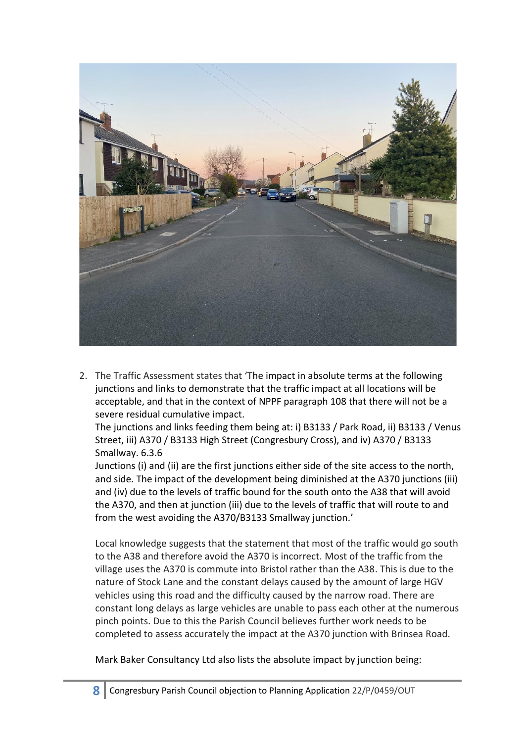2. The Traffic Assessment states that 'The impact in absolute terms at the following junctions and links to demonstrate that the traffic impact at all locations will be acceptable, and that in the context of NPPF paragraph 108 that there will not be a severe residual cumulative impact.
   The junctions and links feeding them being at: i) B3133 / Park Road, ii) B3133 / Venus Street, iii) A370 / B3133 High Street (Congresbury Cross), and iv) A370 / B3133 Smallway. 6.3.6
   Junctions (i) and (ii) are the first junctions either side of the site access to the north, and side. The impact of the development being diminished at the A370 junctions (iii) and (iv) due to the levels of traffic bound for the south onto the A38 that will avoid the A370, and then at junction (iii) due to the levels of traffic that will route to and from the west avoiding the A370/B3133 Smallway junction.'

   Local knowledge suggests that the statement that most of the traffic would go south to the A38 and therefore avoid the A370 is incorrect. Most of the traffic from the village uses the A370 is commute into Bristol rather than the A38. This is due to the nature of Stock Lane and the constant delays caused by the amount of large HGV vehicles using this road and the difficulty caused by the narrow road. There are constant long delays as large vehicles are unable to pass each other at the numerous pinch points. Due to this the Parish Council believes further work needs to be completed to assess accurately the impact at the A370 junction with Brinsea Road.

   Mark Baker Consultancy Ltd also lists the absolute impact by junction being: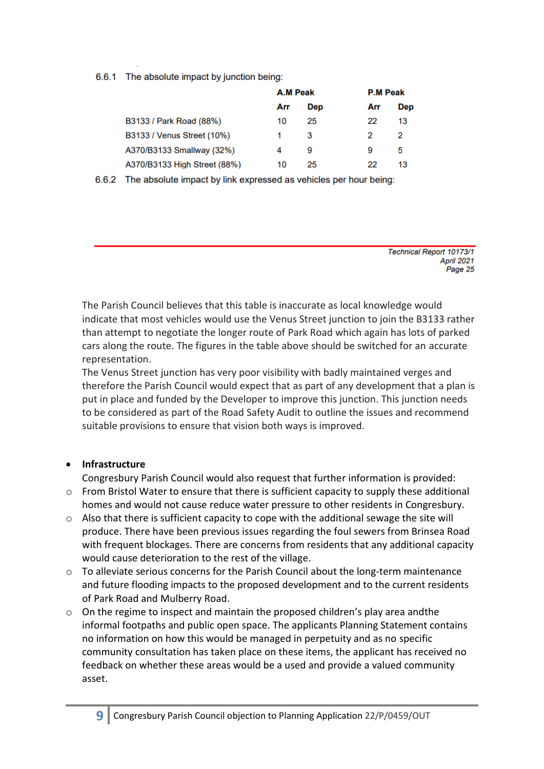6.6.1 The absolute impact by junction being:

| | A.M Peak | | P.M Peak | |
|---|---|---|---|---|
| | Arr | Dep | Arr | Dep |
| B3133 / Park Road (88%) | 10 | 25 | 22 | 13 |
| B3133 / Venus Street (10%) | 1 | 3 | 2 | 2 |
| A370/B3133 Smallway (32%) | 4 | 9 | 9 | 5 |
| A370/B3133 High Street (88%) | 10 | 25 | 22 | 13 |

6.6.2 The absolute impact by link expressed as vehicles per hour being:

*Technical Report 10173/1*
*April 2021*
*Page 25*

The Parish Council believes that this table is inaccurate as local knowledge would indicate that most vehicles would use the Venus Street junction to join the B3133 rather than attempt to negotiate the longer route of Park Road which again has lots of parked cars along the route. The figures in the table above should be switched for an accurate representation.
The Venus Street junction has very poor visibility with badly maintained verges and therefore the Parish Council would expect that as part of any development that a plan is put in place and funded by the Developer to improve this junction. This junction needs to be considered as part of the Road Safety Audit to outline the issues and recommend suitable provisions to ensure that vision both ways is improved.

- **Infrastructure**

  Congresbury Parish Council would also request that further information is provided:

  - From Bristol Water to ensure that there is sufficient capacity to supply these additional homes and would not cause reduce water pressure to other residents in Congresbury.
  - Also that there is sufficient capacity to cope with the additional sewage the site will produce. There have been previous issues regarding the foul sewers from Brinsea Road with frequent blockages. There are concerns from residents that any additional capacity would cause deterioration to the rest of the village.
  - To alleviate serious concerns for the Parish Council about the long-term maintenance and future flooding impacts to the proposed development and to the current residents of Park Road and Mulberry Road.
  - On the regime to inspect and maintain the proposed children's play area andthe informal footpaths and public open space. The applicants Planning Statement contains no information on how this would be managed in perpetuity and as no specific community consultation has taken place on these items, the applicant has received no feedback on whether these areas would be a used and provide a valued community asset.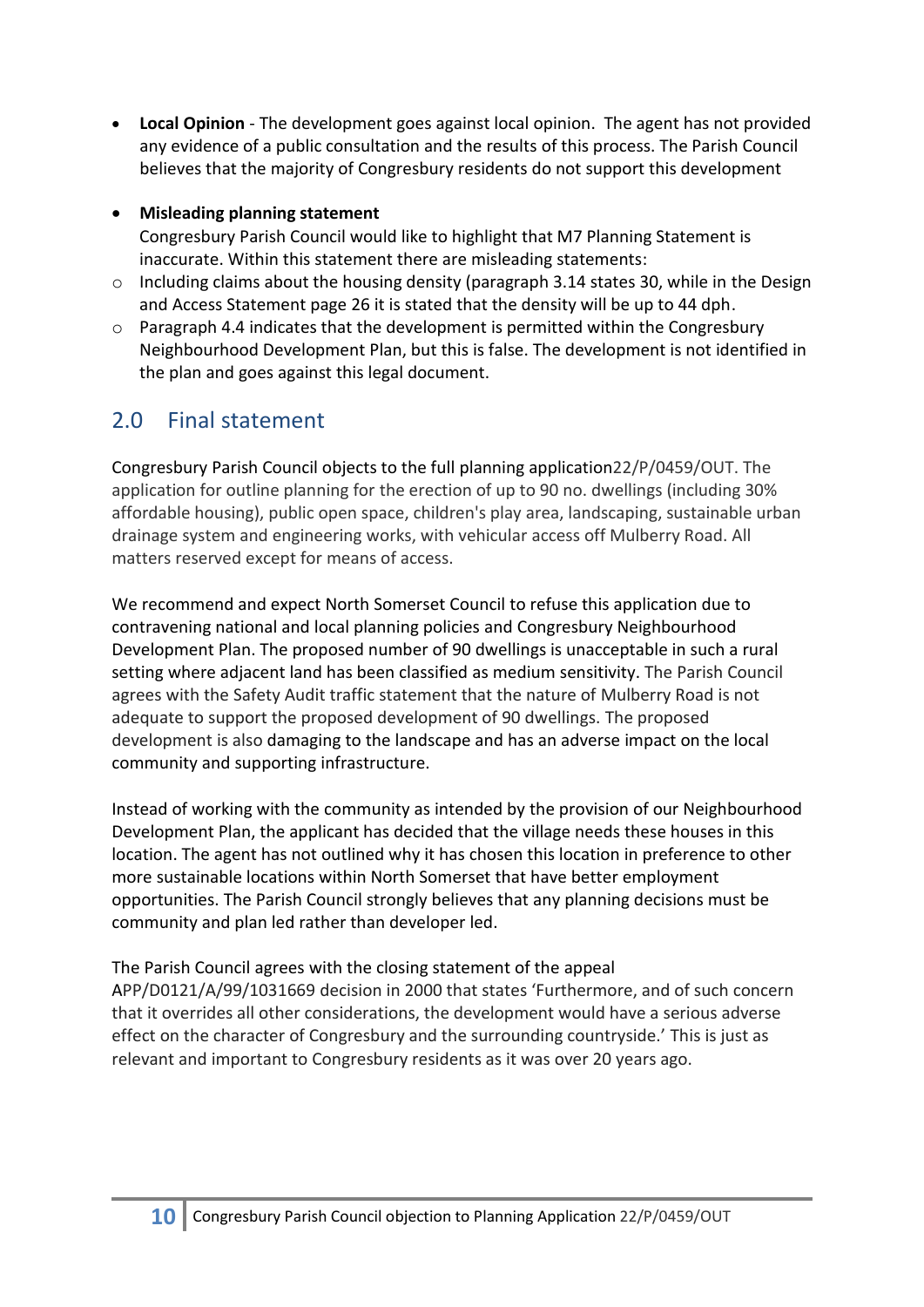- **Local Opinion** - The development goes against local opinion. The agent has not provided any evidence of a public consultation and the results of this process. The Parish Council believes that the majority of Congresbury residents do not support this development

- **Misleading planning statement**
  Congresbury Parish Council would like to highlight that M7 Planning Statement is inaccurate. Within this statement there are misleading statements:
  - Including claims about the housing density (paragraph 3.14 states 30, while in the Design and Access Statement page 26 it is stated that the density will be up to 44 dph.
  - Paragraph 4.4 indicates that the development is permitted within the Congresbury Neighbourhood Development Plan, but this is false. The development is not identified in the plan and goes against this legal document.

## 2.0 Final statement

Congresbury Parish Council objects to the full planning application22/P/0459/OUT. The application for outline planning for the erection of up to 90 no. dwellings (including 30% affordable housing), public open space, children's play area, landscaping, sustainable urban drainage system and engineering works, with vehicular access off Mulberry Road. All matters reserved except for means of access.

We recommend and expect North Somerset Council to refuse this application due to contravening national and local planning policies and Congresbury Neighbourhood Development Plan. The proposed number of 90 dwellings is unacceptable in such a rural setting where adjacent land has been classified as medium sensitivity. The Parish Council agrees with the Safety Audit traffic statement that the nature of Mulberry Road is not adequate to support the proposed development of 90 dwellings. The proposed development is also damaging to the landscape and has an adverse impact on the local community and supporting infrastructure.

Instead of working with the community as intended by the provision of our Neighbourhood Development Plan, the applicant has decided that the village needs these houses in this location. The agent has not outlined why it has chosen this location in preference to other more sustainable locations within North Somerset that have better employment opportunities. The Parish Council strongly believes that any planning decisions must be community and plan led rather than developer led.

The Parish Council agrees with the closing statement of the appeal APP/D0121/A/99/1031669 decision in 2000 that states 'Furthermore, and of such concern that it overrides all other considerations, the development would have a serious adverse effect on the character of Congresbury and the surrounding countryside.' This is just as relevant and important to Congresbury residents as it was over 20 years ago.